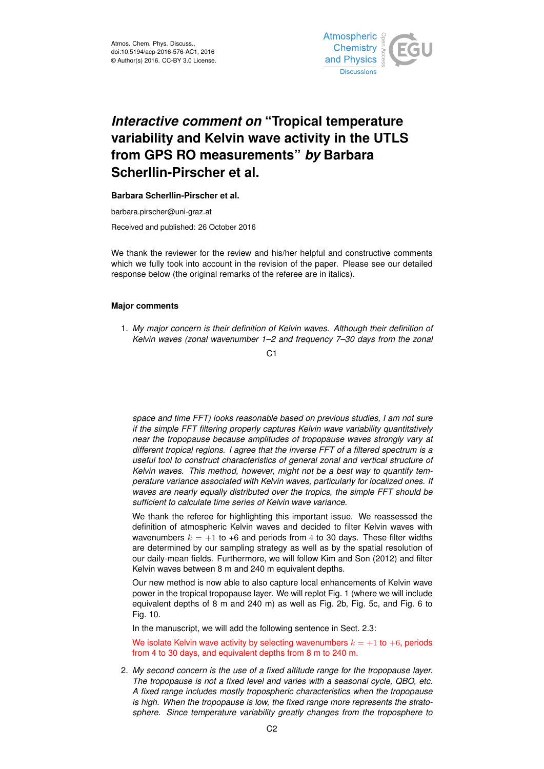Atmos. Chem. Phys. Discuss.,
doi:10.5194/acp-2016-576-AC1, 2016
© Author(s) 2016. CC-BY 3.0 License.

# *Interactive comment on* "Tropical temperature variability and Kelvin wave activity in the UTLS from GPS RO measurements" *by* Barbara Scherllin-Pirscher et al.

**Barbara Scherllin-Pirscher et al.**

barbara.pirscher@uni-graz.at

Received and published: 26 October 2016

We thank the reviewer for the review and his/her helpful and constructive comments which we fully took into account in the revision of the paper. Please see our detailed response below (the original remarks of the referee are in italics).

### Major comments

1. *My major concern is their definition of Kelvin waves. Although their definition of Kelvin waves (zonal wavenumber 1–2 and frequency 7–30 days from the zonal space and time FFT) looks reasonable based on previous studies, I am not sure if the simple FFT filtering properly captures Kelvin wave variability quantitatively near the tropopause because amplitudes of tropopause waves strongly vary at different tropical regions. I agree that the inverse FFT of a filtered spectrum is a useful tool to construct characteristics of general zonal and vertical structure of Kelvin waves. This method, however, might not be a best way to quantify temperature variance associated with Kelvin waves, particularly for localized ones. If waves are nearly equally distributed over the tropics, the simple FFT should be sufficient to calculate time series of Kelvin wave variance.*

   We thank the referee for highlighting this important issue. We reassessed the definition of atmospheric Kelvin waves and decided to filter Kelvin waves with wavenumbers $k = +1$ to +6 and periods from $4$ to 30 days. These filter widths are determined by our sampling strategy as well as by the spatial resolution of our daily-mean fields. Furthermore, we will follow Kim and Son (2012) and filter Kelvin waves between 8 m and 240 m equivalent depths.

   Our new method is now able to also capture local enhancements of Kelvin wave power in the tropical tropopause layer. We will replot Fig. 1 (where we will include equivalent depths of 8 m and 240 m) as well as Fig. 2b, Fig. 5c, and Fig. 6 to Fig. 10.

   In the manuscript, we will add the following sentence in Sect. 2.3:

   We isolate Kelvin wave activity by selecting wavenumbers $k = +1$ to $+6$, periods from 4 to 30 days, and equivalent depths from 8 m to 240 m.

2. *My second concern is the use of a fixed altitude range for the tropopause layer. The tropopause is not a fixed level and varies with a seasonal cycle, QBO, etc. A fixed range includes mostly tropospheric characteristics when the tropopause is high. When the tropopause is low, the fixed range more represents the stratosphere. Since temperature variability greatly changes from the troposphere to*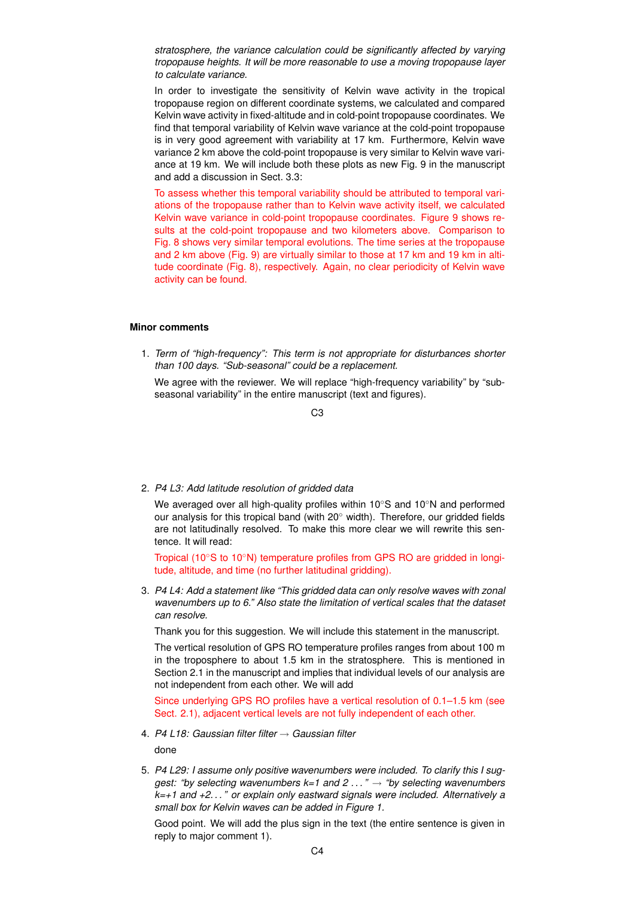*stratosphere, the variance calculation could be significantly affected by varying tropopause heights. It will be more reasonable to use a moving tropopause layer to calculate variance.*

In order to investigate the sensitivity of Kelvin wave activity in the tropical tropopause region on different coordinate systems, we calculated and compared Kelvin wave activity in fixed-altitude and in cold-point tropopause coordinates. We find that temporal variability of Kelvin wave variance at the cold-point tropopause is in very good agreement with variability at 17 km. Furthermore, Kelvin wave variance 2 km above the cold-point tropopause is very similar to Kelvin wave variance at 19 km. We will include both these plots as new Fig. 9 in the manuscript and add a discussion in Sect. 3.3:

To assess whether this temporal variability should be attributed to temporal variations of the tropopause rather than to Kelvin wave activity itself, we calculated Kelvin wave variance in cold-point tropopause coordinates. Figure 9 shows results at the cold-point tropopause and two kilometers above. Comparison to Fig. 8 shows very similar temporal evolutions. The time series at the tropopause and 2 km above (Fig. 9) are virtually similar to those at 17 km and 19 km in altitude coordinate (Fig. 8), respectively. Again, no clear periodicity of Kelvin wave activity can be found.

**Minor comments**

1. *Term of "high-frequency": This term is not appropriate for disturbances shorter than 100 days. "Sub-seasonal" could be a replacement.*

   We agree with the reviewer. We will replace "high-frequency variability" by "sub-seasonal variability" in the entire manuscript (text and figures).

2. *P4 L3: Add latitude resolution of gridded data*

   We averaged over all high-quality profiles within 10°S and 10°N and performed our analysis for this tropical band (with 20° width). Therefore, our gridded fields are not latitudinally resolved. To make this more clear we will rewrite this sentence. It will read:

   Tropical (10°S to 10°N) temperature profiles from GPS RO are gridded in longitude, altitude, and time (no further latitudinal gridding).

3. *P4 L4: Add a statement like "This gridded data can only resolve waves with zonal wavenumbers up to 6." Also state the limitation of vertical scales that the dataset can resolve.*

   Thank you for this suggestion. We will include this statement in the manuscript.

   The vertical resolution of GPS RO temperature profiles ranges from about 100 m in the troposphere to about 1.5 km in the stratosphere. This is mentioned in Section 2.1 in the manuscript and implies that individual levels of our analysis are not independent from each other. We will add

   Since underlying GPS RO profiles have a vertical resolution of 0.1–1.5 km (see Sect. 2.1), adjacent vertical levels are not fully independent of each other.

4. *P4 L18: Gaussian filter filter → Gaussian filter*

   done

5. *P4 L29: I assume only positive wavenumbers were included. To clarify this I suggest: "by selecting wavenumbers k=1 and 2 . . . " → "by selecting wavenumbers k=+1 and +2. . . " or explain only eastward signals were included. Alternatively a small box for Kelvin waves can be added in Figure 1.*

   Good point. We will add the plus sign in the text (the entire sentence is given in reply to major comment 1).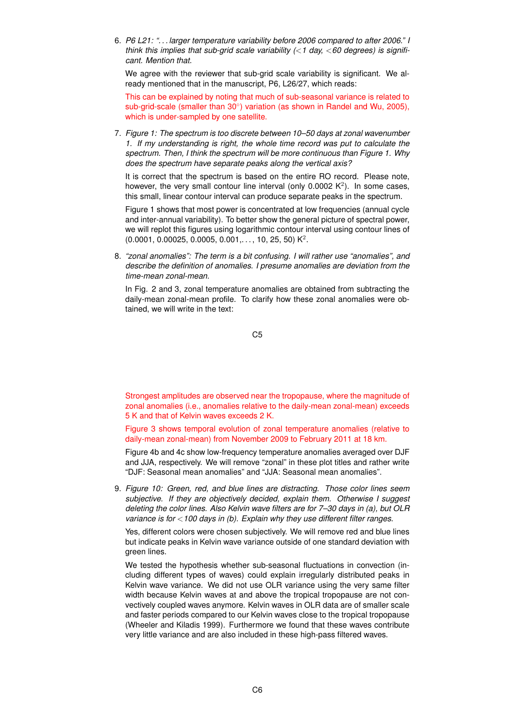6. *P6 L21: "... larger temperature variability before 2006 compared to after 2006." I think this implies that sub-grid scale variability (<1 day, <60 degrees) is significant. Mention that.*

   We agree with the reviewer that sub-grid scale variability is significant. We already mentioned that in the manuscript, P6, L26/27, which reads:

   This can be explained by noting that much of sub-seasonal variance is related to sub-grid-scale (smaller than 30°) variation (as shown in Randel and Wu, 2005), which is under-sampled by one satellite.

7. *Figure 1: The spectrum is too discrete between 10–50 days at zonal wavenumber 1. If my understanding is right, the whole time record was put to calculate the spectrum. Then, I think the spectrum will be more continuous than Figure 1. Why does the spectrum have separate peaks along the vertical axis?*

   It is correct that the spectrum is based on the entire RO record. Please note, however, the very small contour line interval (only 0.0002 $K^2$). In some cases, this small, linear contour interval can produce separate peaks in the spectrum.

   Figure 1 shows that most power is concentrated at low frequencies (annual cycle and inter-annual variability). To better show the general picture of spectral power, we will replot this figures using logarithmic contour interval using contour lines of (0.0001, 0.00025, 0.0005, 0.001,..., 10, 25, 50) $K^2$.

8. *"zonal anomalies": The term is a bit confusing. I will rather use "anomalies", and describe the definition of anomalies. I presume anomalies are deviation from the time-mean zonal-mean.*

   In Fig. 2 and 3, zonal temperature anomalies are obtained from subtracting the daily-mean zonal-mean profile. To clarify how these zonal anomalies were obtained, we will write in the text:

   Strongest amplitudes are observed near the tropopause, where the magnitude of zonal anomalies (i.e., anomalies relative to the daily-mean zonal-mean) exceeds 5 K and that of Kelvin waves exceeds 2 K.

   Figure 3 shows temporal evolution of zonal temperature anomalies (relative to daily-mean zonal-mean) from November 2009 to February 2011 at 18 km.

   Figure 4b and 4c show low-frequency temperature anomalies averaged over DJF and JJA, respectively. We will remove "zonal" in these plot titles and rather write "DJF: Seasonal mean anomalies" and "JJA: Seasonal mean anomalies".

9. *Figure 10: Green, red, and blue lines are distracting. Those color lines seem subjective. If they are objectively decided, explain them. Otherwise I suggest deleting the color lines. Also Kelvin wave filters are for 7–30 days in (a), but OLR variance is for <100 days in (b). Explain why they use different filter ranges.*

   Yes, different colors were chosen subjectively. We will remove red and blue lines but indicate peaks in Kelvin wave variance outside of one standard deviation with green lines.

   We tested the hypothesis whether sub-seasonal fluctuations in convection (including different types of waves) could explain irregularly distributed peaks in Kelvin wave variance. We did not use OLR variance using the very same filter width because Kelvin waves at and above the tropical tropopause are not convectively coupled waves anymore. Kelvin waves in OLR data are of smaller scale and faster periods compared to our Kelvin waves close to the tropical tropopause (Wheeler and Kiladis 1999). Furthermore we found that these waves contribute very little variance and are also included in these high-pass filtered waves.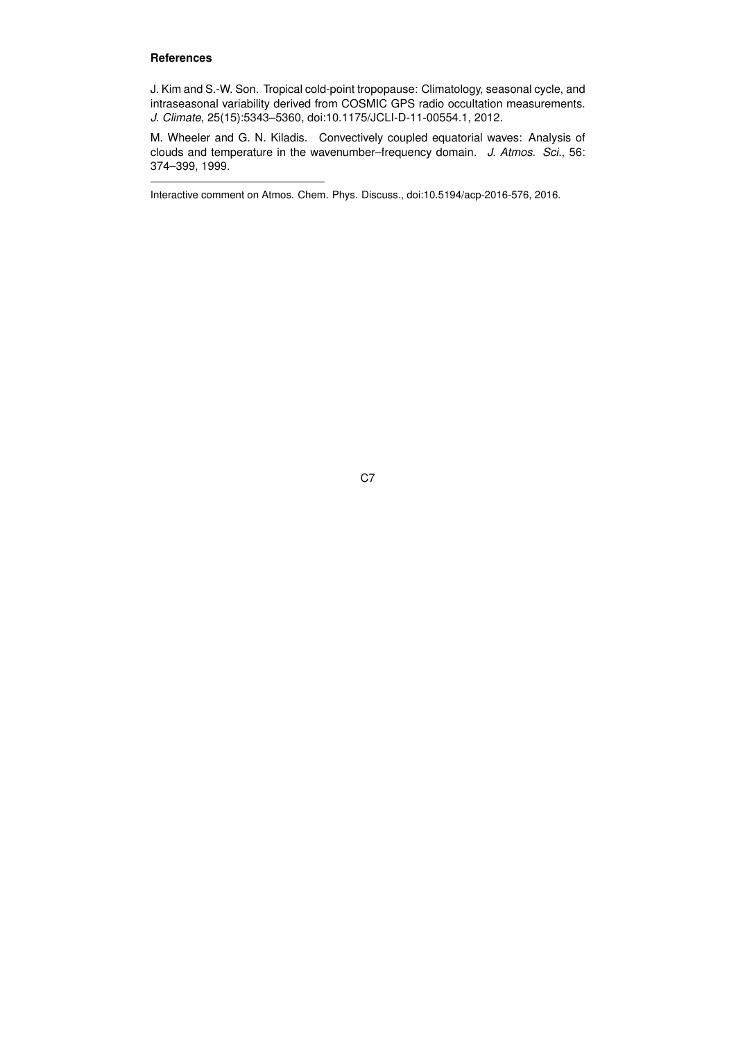**References**

J. Kim and S.-W. Son. Tropical cold-point tropopause: Climatology, seasonal cycle, and intraseasonal variability derived from COSMIC GPS radio occultation measurements. *J. Climate*, 25(15):5343–5360, doi:10.1175/JCLI-D-11-00554.1, 2012.

M. Wheeler and G. N. Kiladis. Convectively coupled equatorial waves: Analysis of clouds and temperature in the wavenumber–frequency domain. *J. Atmos. Sci.*, 56: 374–399, 1999.

---

Interactive comment on Atmos. Chem. Phys. Discuss., doi:10.5194/acp-2016-576, 2016.